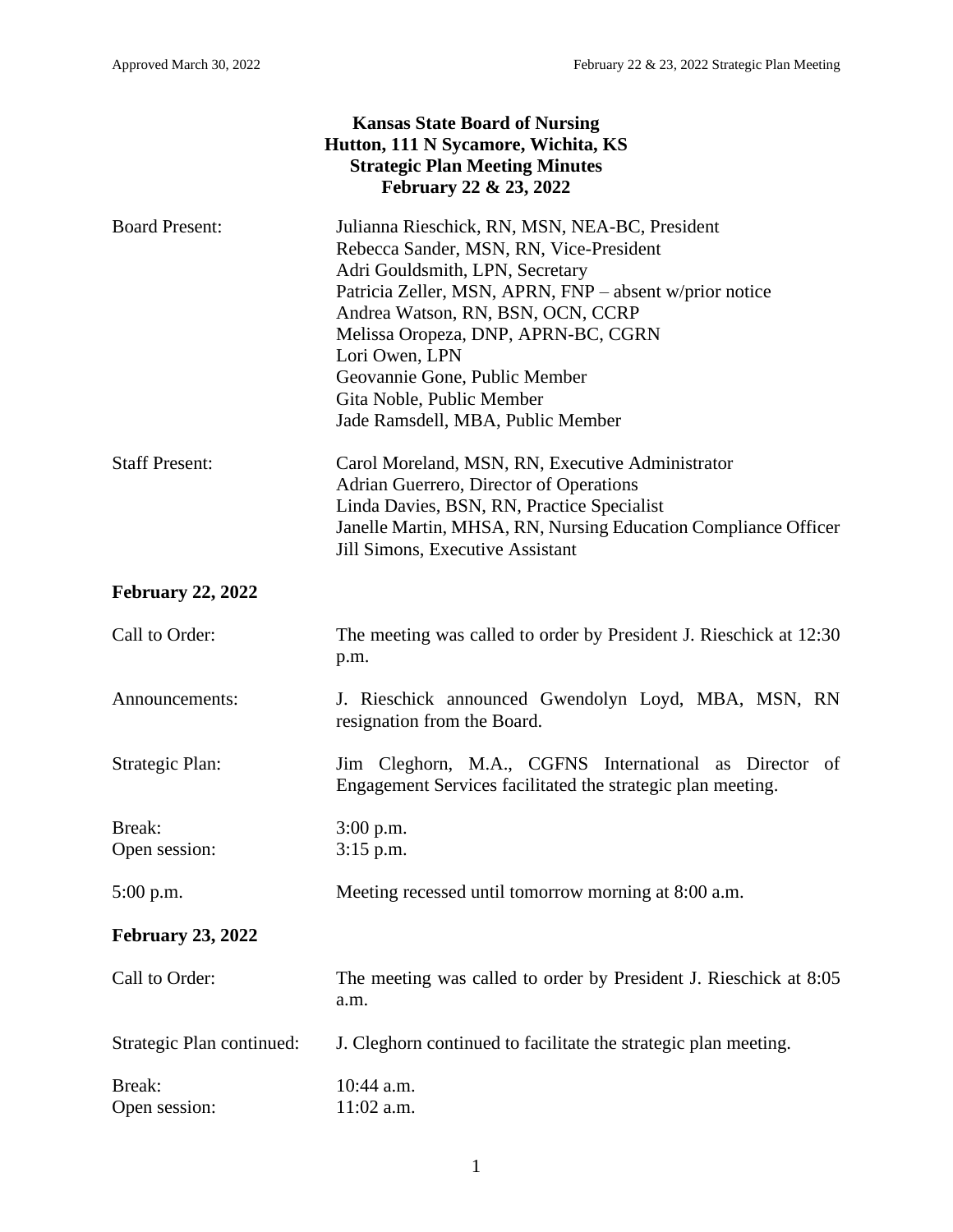**Kansas State Board of Nursing**
**Hutton, 111 N Sycamore, Wichita, KS**
**Strategic Plan Meeting Minutes**
**February 22 & 23, 2022**

| | |
|---|---|
| Board Present: | Julianna Rieschick, RN, MSN, NEA-BC, President<br>Rebecca Sander, MSN, RN, Vice-President<br>Adri Gouldsmith, LPN, Secretary<br>Patricia Zeller, MSN, APRN, FNP – absent w/prior notice<br>Andrea Watson, RN, BSN, OCN, CCRP<br>Melissa Oropeza, DNP, APRN-BC, CGRN<br>Lori Owen, LPN<br>Geovannie Gone, Public Member<br>Gita Noble, Public Member<br>Jade Ramsdell, MBA, Public Member |
| Staff Present: | Carol Moreland, MSN, RN, Executive Administrator<br>Adrian Guerrero, Director of Operations<br>Linda Davies, BSN, RN, Practice Specialist<br>Janelle Martin, MHSA, RN, Nursing Education Compliance Officer<br>Jill Simons, Executive Assistant |

**February 22, 2022**

| | |
|---|---|
| Call to Order: | The meeting was called to order by President J. Rieschick at 12:30 p.m. |
| Announcements: | J. Rieschick announced Gwendolyn Loyd, MBA, MSN, RN resignation from the Board. |
| Strategic Plan: | Jim Cleghorn, M.A., CGFNS International as Director of Engagement Services facilitated the strategic plan meeting. |
| Break: | 3:00 p.m. |
| Open session: | 3:15 p.m. |
| 5:00 p.m. | Meeting recessed until tomorrow morning at 8:00 a.m. |

**February 23, 2022**

| | |
|---|---|
| Call to Order: | The meeting was called to order by President J. Rieschick at 8:05 a.m. |
| Strategic Plan continued: | J. Cleghorn continued to facilitate the strategic plan meeting. |
| Break: | 10:44 a.m. |
| Open session: | 11:02 a.m. |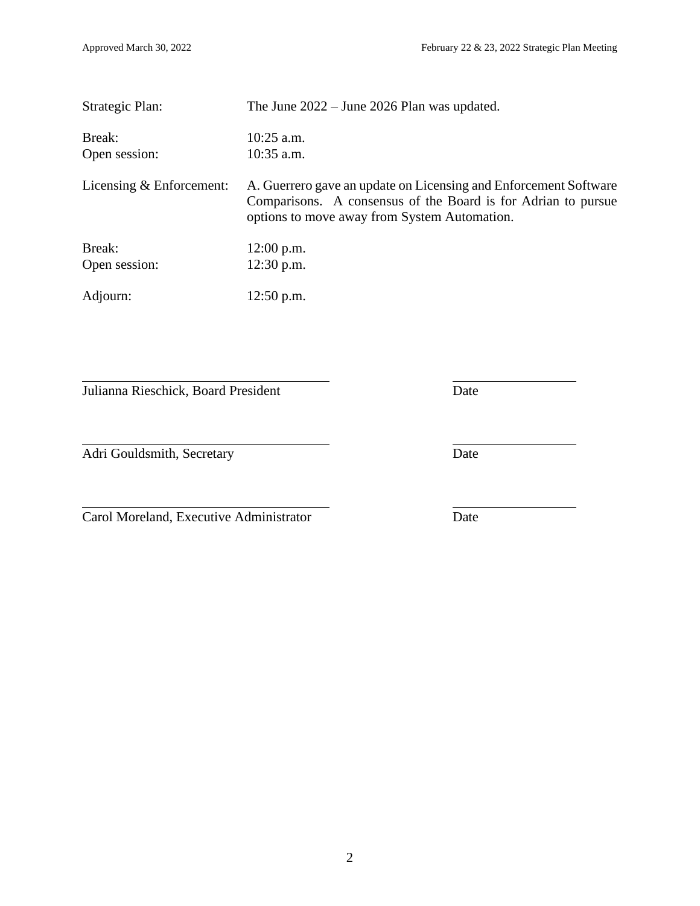| | |
|---|---|
| Strategic Plan: | The June 2022 – June 2026 Plan was updated. |
| Break: | 10:25 a.m. |
| Open session: | 10:35 a.m. |
| Licensing & Enforcement: | A. Guerrero gave an update on Licensing and Enforcement Software Comparisons. A consensus of the Board is for Adrian to pursue options to move away from System Automation. |
| Break: | 12:00 p.m. |
| Open session: | 12:30 p.m. |
| Adjourn: | 12:50 p.m. |

\_\_\_\_\_\_\_\_\_\_\_\_\_\_\_\_\_\_\_\_\_\_\_\_\_\_\_\_\_\_\_\_ \_\_\_\_\_\_\_\_\_\_\_\_\_\_\_\_

Julianna Rieschick, Board President Date

\_\_\_\_\_\_\_\_\_\_\_\_\_\_\_\_\_\_\_\_\_\_\_\_\_\_\_\_\_\_\_\_ \_\_\_\_\_\_\_\_\_\_\_\_\_\_\_\_

Adri Gouldsmith, Secretary Date

\_\_\_\_\_\_\_\_\_\_\_\_\_\_\_\_\_\_\_\_\_\_\_\_\_\_\_\_\_\_\_\_ \_\_\_\_\_\_\_\_\_\_\_\_\_\_\_\_

Carol Moreland, Executive Administrator Date